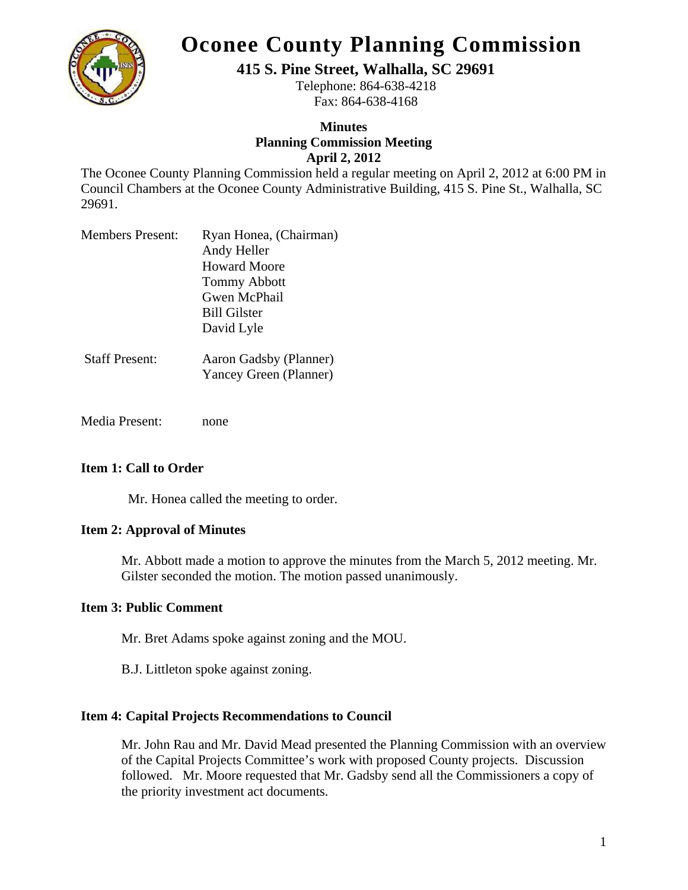# Oconee County Planning Commission

**415 S. Pine Street, Walhalla, SC 29691**

Telephone: 864-638-4218

Fax: 864-638-4168

**Minutes**

**Planning Commission Meeting**

**April 2, 2012**

The Oconee County Planning Commission held a regular meeting on April 2, 2012 at 6:00 PM in Council Chambers at the Oconee County Administrative Building, 415 S. Pine St., Walhalla, SC 29691.

Members Present: Ryan Honea, (Chairman)
Andy Heller
Howard Moore
Tommy Abbott
Gwen McPhail
Bill Gilster
David Lyle

Staff Present: Aaron Gadsby (Planner)
Yancey Green (Planner)

Media Present: none

**Item 1: Call to Order**

Mr. Honea called the meeting to order.

**Item 2: Approval of Minutes**

Mr. Abbott made a motion to approve the minutes from the March 5, 2012 meeting. Mr. Gilster seconded the motion. The motion passed unanimously.

**Item 3: Public Comment**

Mr. Bret Adams spoke against zoning and the MOU.

B.J. Littleton spoke against zoning.

**Item 4: Capital Projects Recommendations to Council**

Mr. John Rau and Mr. David Mead presented the Planning Commission with an overview of the Capital Projects Committee's work with proposed County projects. Discussion followed. Mr. Moore requested that Mr. Gadsby send all the Commissioners a copy of the priority investment act documents.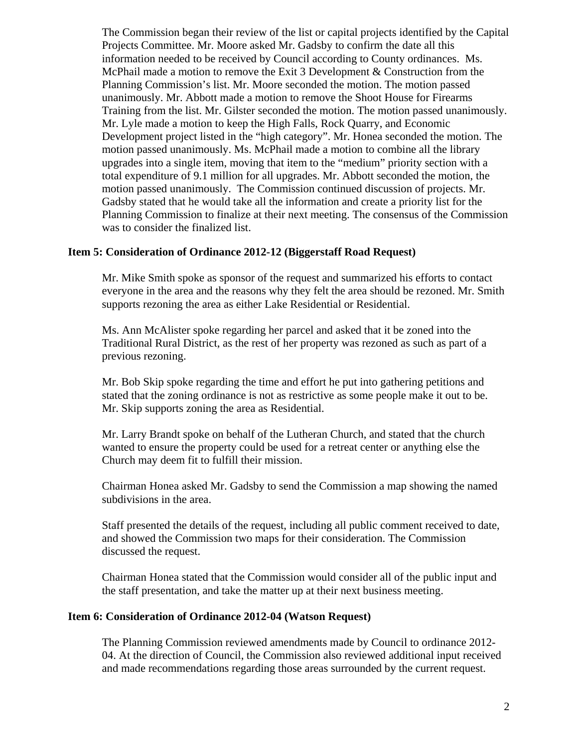The Commission began their review of the list or capital projects identified by the Capital Projects Committee. Mr. Moore asked Mr. Gadsby to confirm the date all this information needed to be received by Council according to County ordinances. Ms. McPhail made a motion to remove the Exit 3 Development & Construction from the Planning Commission's list. Mr. Moore seconded the motion. The motion passed unanimously. Mr. Abbott made a motion to remove the Shoot House for Firearms Training from the list. Mr. Gilster seconded the motion. The motion passed unanimously. Mr. Lyle made a motion to keep the High Falls, Rock Quarry, and Economic Development project listed in the "high category". Mr. Honea seconded the motion. The motion passed unanimously. Ms. McPhail made a motion to combine all the library upgrades into a single item, moving that item to the "medium" priority section with a total expenditure of 9.1 million for all upgrades. Mr. Abbott seconded the motion, the motion passed unanimously. The Commission continued discussion of projects. Mr. Gadsby stated that he would take all the information and create a priority list for the Planning Commission to finalize at their next meeting. The consensus of the Commission was to consider the finalized list.

**Item 5: Consideration of Ordinance 2012-12 (Biggerstaff Road Request)**

Mr. Mike Smith spoke as sponsor of the request and summarized his efforts to contact everyone in the area and the reasons why they felt the area should be rezoned. Mr. Smith supports rezoning the area as either Lake Residential or Residential.

Ms. Ann McAlister spoke regarding her parcel and asked that it be zoned into the Traditional Rural District, as the rest of her property was rezoned as such as part of a previous rezoning.

Mr. Bob Skip spoke regarding the time and effort he put into gathering petitions and stated that the zoning ordinance is not as restrictive as some people make it out to be. Mr. Skip supports zoning the area as Residential.

Mr. Larry Brandt spoke on behalf of the Lutheran Church, and stated that the church wanted to ensure the property could be used for a retreat center or anything else the Church may deem fit to fulfill their mission.

Chairman Honea asked Mr. Gadsby to send the Commission a map showing the named subdivisions in the area.

Staff presented the details of the request, including all public comment received to date, and showed the Commission two maps for their consideration. The Commission discussed the request.

Chairman Honea stated that the Commission would consider all of the public input and the staff presentation, and take the matter up at their next business meeting.

**Item 6: Consideration of Ordinance 2012-04 (Watson Request)**

The Planning Commission reviewed amendments made by Council to ordinance 2012-04. At the direction of Council, the Commission also reviewed additional input received and made recommendations regarding those areas surrounded by the current request.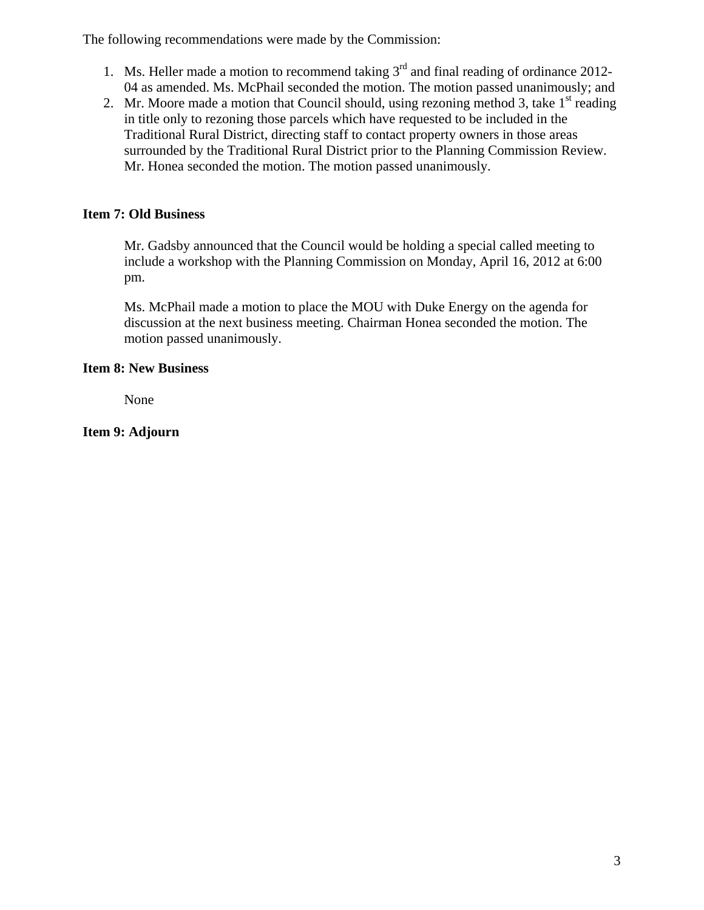The following recommendations were made by the Commission:

1. Ms. Heller made a motion to recommend taking 3rd and final reading of ordinance 2012-04 as amended. Ms. McPhail seconded the motion. The motion passed unanimously; and
2. Mr. Moore made a motion that Council should, using rezoning method 3, take 1st reading in title only to rezoning those parcels which have requested to be included in the Traditional Rural District, directing staff to contact property owners in those areas surrounded by the Traditional Rural District prior to the Planning Commission Review. Mr. Honea seconded the motion. The motion passed unanimously.

**Item 7: Old Business**

Mr. Gadsby announced that the Council would be holding a special called meeting to include a workshop with the Planning Commission on Monday, April 16, 2012 at 6:00 pm.

Ms. McPhail made a motion to place the MOU with Duke Energy on the agenda for discussion at the next business meeting. Chairman Honea seconded the motion. The motion passed unanimously.

**Item 8: New Business**

None

**Item 9: Adjourn**